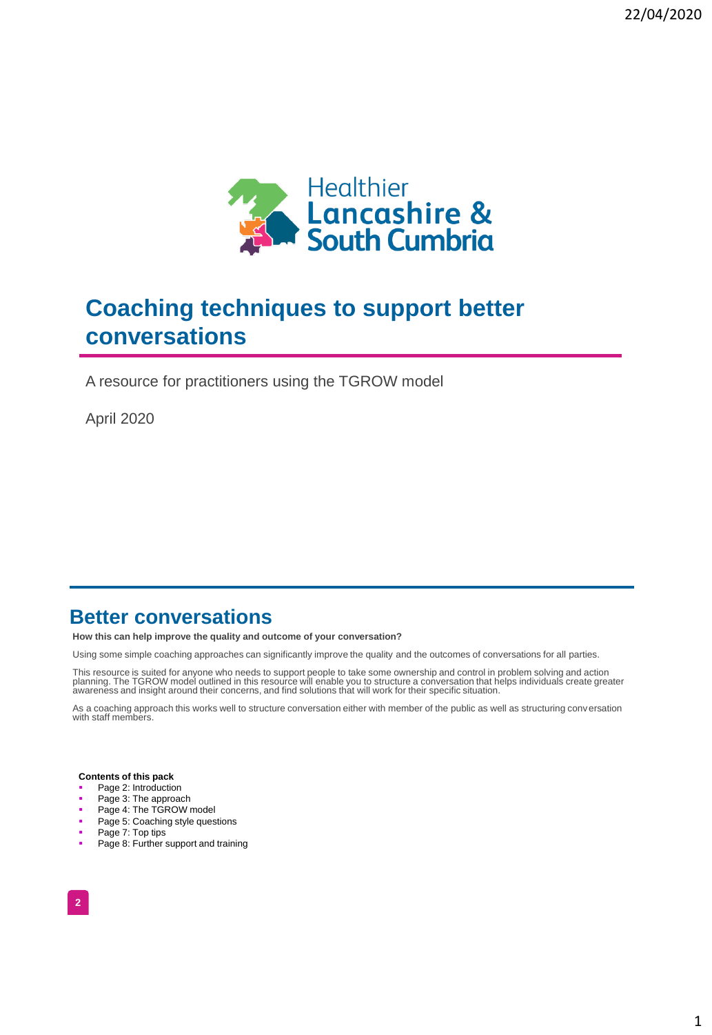Healthier Lancashire & South Cumbria

# Coaching techniques to support better conversations

A resource for practitioners using the TGROW model

April 2020

## Better conversations

**How this can help improve the quality and outcome of your conversation?**

Using some simple coaching approaches can significantly improve the quality and the outcomes of conversations for all parties.

This resource is suited for anyone who needs to support people to take some ownership and control in problem solving and action planning. The TGROW model outlined in this resource will enable you to structure a conversation that helps individuals create greater awareness and insight around their concerns, and find solutions that will work for their specific situation.

As a coaching approach this works well to structure conversation either with member of the public as well as structuring conversation with staff members.

**Contents of this pack**

- Page 2: Introduction
- Page 3: The approach
- Page 4: The TGROW model
- Page 5: Coaching style questions
- Page 7: Top tips
- Page 8: Further support and training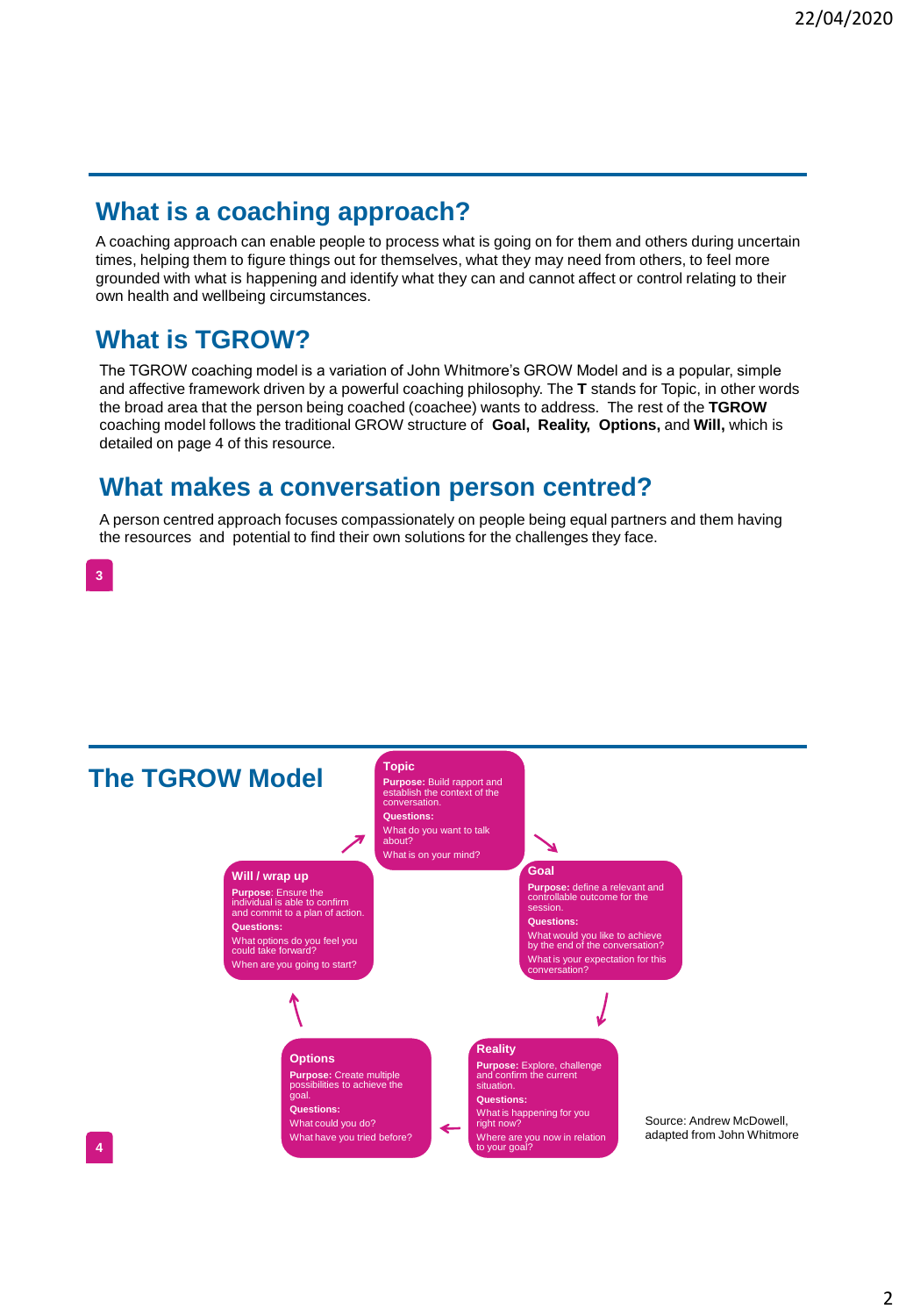## What is a coaching approach?

A coaching approach can enable people to process what is going on for them and others during uncertain times, helping them to figure things out for themselves, what they may need from others, to feel more grounded with what is happening and identify what they can and cannot affect or control relating to their own health and wellbeing circumstances.

## What is TGROW?

The TGROW coaching model is a variation of John Whitmore's GROW Model and is a popular, simple and affective framework driven by a powerful coaching philosophy. The **T** stands for Topic, in other words the broad area that the person being coached (coachee) wants to address. The rest of the **TGROW** coaching model follows the traditional GROW structure of **Goal, Reality, Options,** and **Will,** which is detailed on page 4 of this resource.

## What makes a conversation person centred?

A person centred approach focuses compassionately on people being equal partners and them having the resources and potential to find their own solutions for the challenges they face.

## The TGROW Model

**Topic**

**Purpose:** Build rapport and establish the context of the conversation.

**Questions:**

What do you want to talk about?

What is on your mind?

**Goal**

**Purpose:** define a relevant and controllable outcome for the session.

**Questions:**

What would you like to achieve by the end of the conversation?

What is your expectation for this conversation?

**Reality**

**Purpose:** Explore, challenge and confirm the current situation.

**Questions:**

What is happening for you right now?

Where are you now in relation to your goal?

**Options**

**Purpose:** Create multiple possibilities to achieve the goal.

**Questions:**

What could you do?

What have you tried before?

**Will / wrap up**

**Purpose**: Ensure the individual is able to confirm and commit to a plan of action.

**Questions:**

What options do you feel you could take forward?

When are you going to start?

Source: Andrew McDowell, adapted from John Whitmore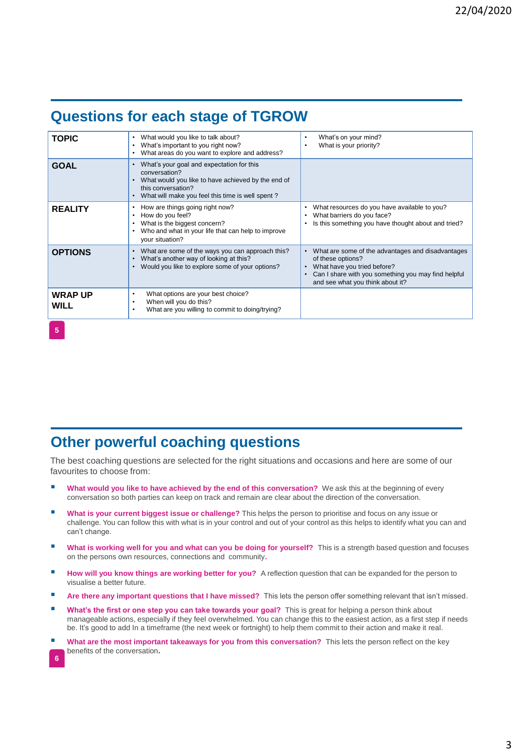## Questions for each stage of TGROW

| | | |
|---|---|---|
| **TOPIC** | • What would you like to talk about?<br>• What's important to you right now?<br>• What areas do you want to explore and address? | • What's on your mind?<br>• What is your priority? |
| **GOAL** | • What's your goal and expectation for this conversation?<br>• What would you like to have achieved by the end of this conversation?<br>• What will make you feel this time is well spent ? | |
| **REALITY** | • How are things going right now?<br>• How do you feel?<br>• What is the biggest concern?<br>• Who and what in your life that can help to improve your situation? | • What resources do you have available to you?<br>• What barriers do you face?<br>• Is this something you have thought about and tried? |
| **OPTIONS** | • What are some of the ways you can approach this?<br>• What's another way of looking at this?<br>• Would you like to explore some of your options? | • What are some of the advantages and disadvantages of these options?<br>• What have you tried before?<br>• Can I share with you something you may find helpful and see what you think about it? |
| **WRAP UP WILL** | • What options are your best choice?<br>• When will you do this?<br>• What are you willing to commit to doing/trying? | |

## Other powerful coaching questions

The best coaching questions are selected for the right situations and occasions and here are some of our favourites to choose from:

- **What would you like to have achieved by the end of this conversation?** We ask this at the beginning of every conversation so both parties can keep on track and remain are clear about the direction of the conversation.
- **What is your current biggest issue or challenge?** This helps the person to prioritise and focus on any issue or challenge. You can follow this with what is in your control and out of your control as this helps to identify what you can and can't change.
- **What is working well for you and what can you be doing for yourself?** This is a strength based question and focuses on the persons own resources, connections and community.
- **How will you know things are working better for you?** A reflection question that can be expanded for the person to visualise a better future.
- **Are there any important questions that I have missed?** This lets the person offer something relevant that isn't missed.
- **What's the first or one step you can take towards your goal?** This is great for helping a person think about manageable actions, especially if they feel overwhelmed. You can change this to the easiest action, as a first step if needs be. It's good to add In a timeframe (the next week or fortnight) to help them commit to their action and make it real.
- **What are the most important takeaways for you from this conversation?** This lets the person reflect on the key benefits of the conversation.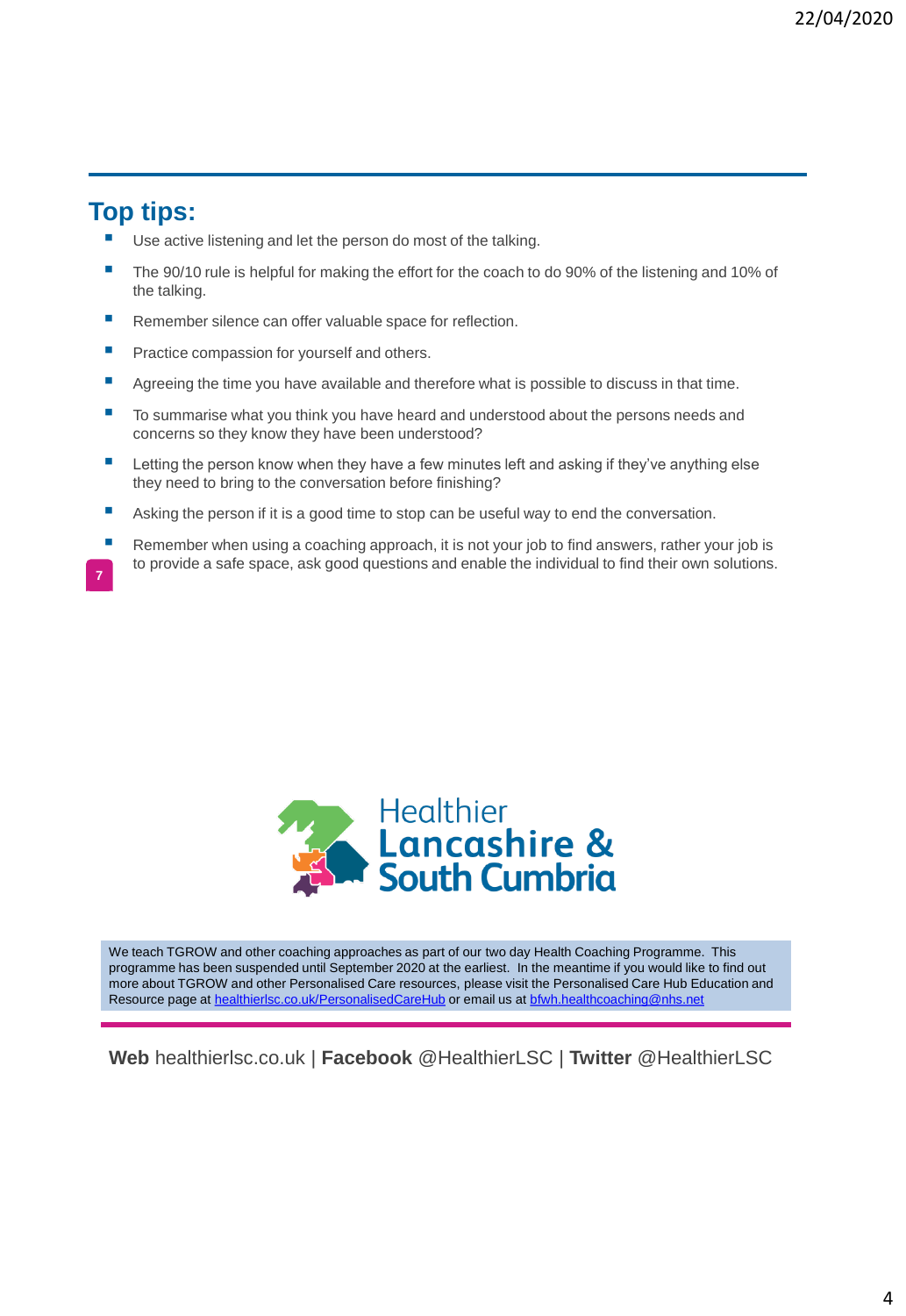## Top tips:

- Use active listening and let the person do most of the talking.
- The 90/10 rule is helpful for making the effort for the coach to do 90% of the listening and 10% of the talking.
- Remember silence can offer valuable space for reflection.
- Practice compassion for yourself and others.
- Agreeing the time you have available and therefore what is possible to discuss in that time.
- To summarise what you think you have heard and understood about the persons needs and concerns so they know they have been understood?
- Letting the person know when they have a few minutes left and asking if they've anything else they need to bring to the conversation before finishing?
- Asking the person if it is a good time to stop can be useful way to end the conversation.
- Remember when using a coaching approach, it is not your job to find answers, rather your job is to provide a safe space, ask good questions and enable the individual to find their own solutions.

Healthier Lancashire & South Cumbria

We teach TGROW and other coaching approaches as part of our two day Health Coaching Programme. This programme has been suspended until September 2020 at the earliest. In the meantime if you would like to find out more about TGROW and other Personalised Care resources, please visit the Personalised Care Hub Education and Resource page at healthierlsc.co.uk/PersonalisedCareHub or email us at bfwh.healthcoaching@nhs.net

**Web** healthierlsc.co.uk | **Facebook** @HealthierLSC | **Twitter** @HealthierLSC